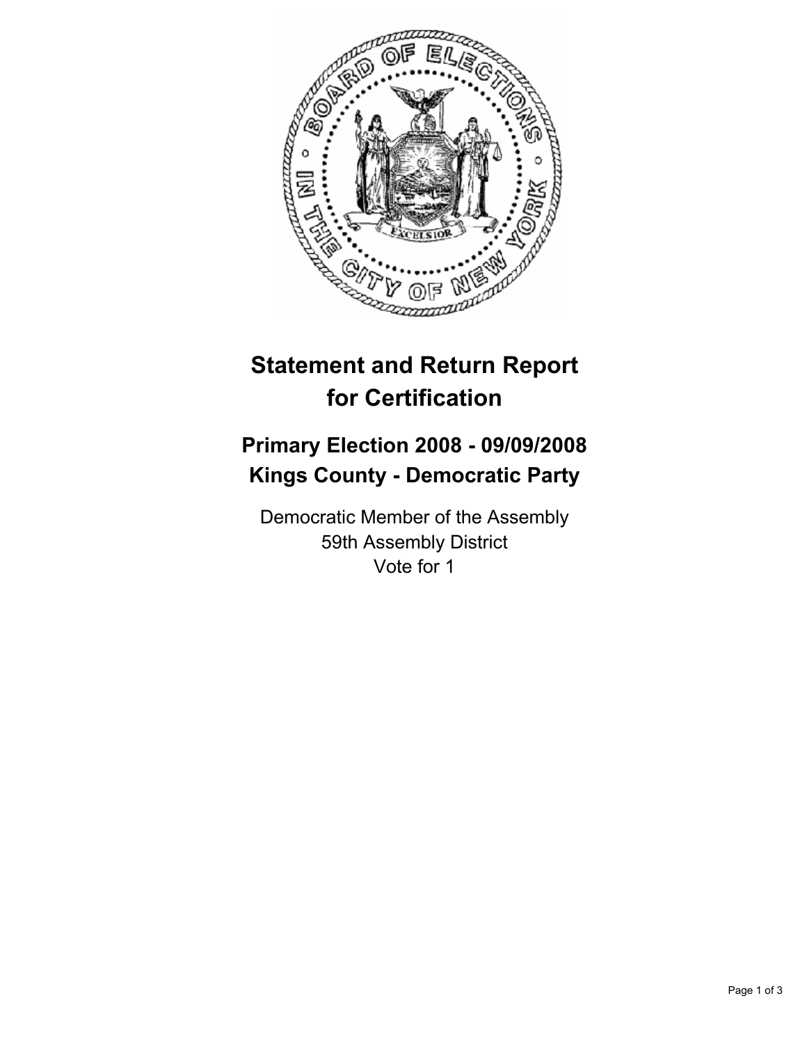# Statement and Return Report for Certification

## Primary Election 2008 - 09/09/2008
## Kings County - Democratic Party

Democratic Member of the Assembly
59th Assembly District
Vote for 1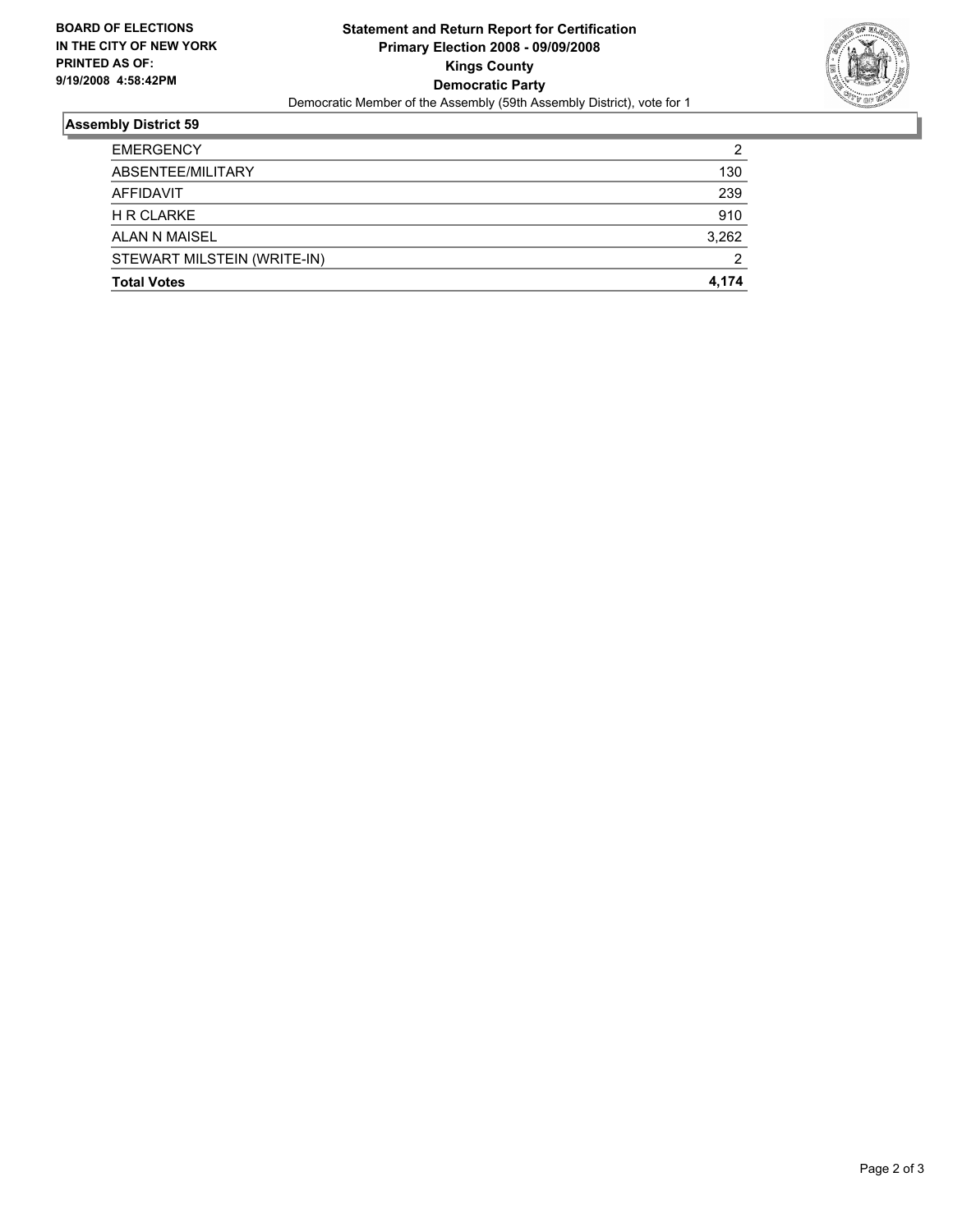**BOARD OF ELECTIONS IN THE CITY OF NEW YORK PRINTED AS OF: 9/19/2008 4:58:42PM**

# Statement and Return Report for Certification
## Primary Election 2008 - 09/09/2008
## Kings County
## Democratic Party

Democratic Member of the Assembly (59th Assembly District), vote for 1

### Assembly District 59

| | |
|---|---|
| EMERGENCY | 2 |
| ABSENTEE/MILITARY | 130 |
| AFFIDAVIT | 239 |
| H R CLARKE | 910 |
| ALAN N MAISEL | 3,262 |
| STEWART MILSTEIN (WRITE-IN) | 2 |
| **Total Votes** | **4,174** |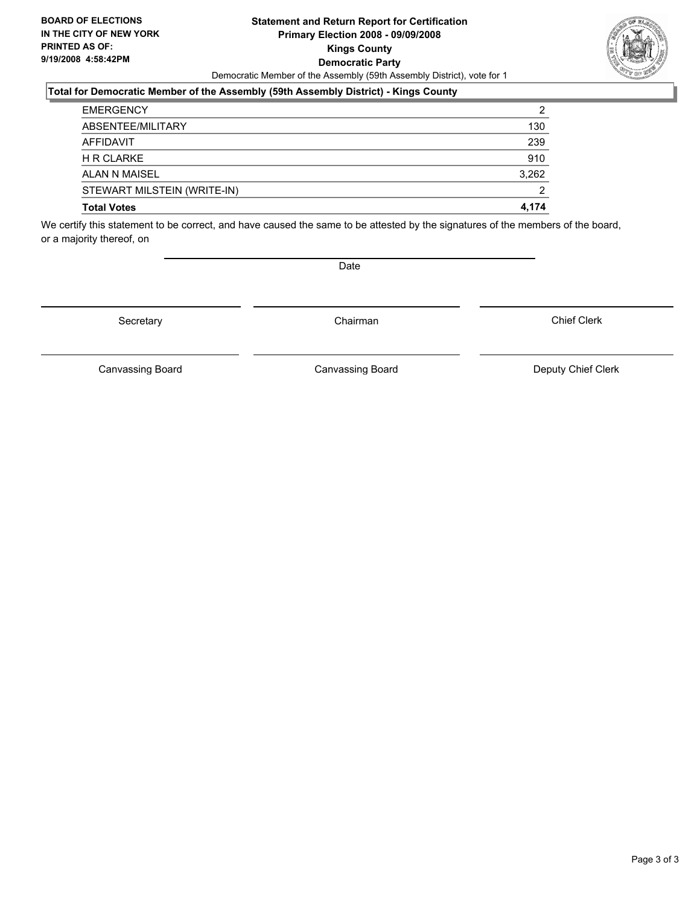**BOARD OF ELECTIONS IN THE CITY OF NEW YORK PRINTED AS OF: 9/19/2008 4:58:42PM**

**Statement and Return Report for Certification**
**Primary Election 2008 - 09/09/2008**
**Kings County**
**Democratic Party**

Democratic Member of the Assembly (59th Assembly District), vote for 1

**Total for Democratic Member of the Assembly (59th Assembly District) - Kings County**

| | |
|---|---|
| EMERGENCY | 2 |
| ABSENTEE/MILITARY | 130 |
| AFFIDAVIT | 239 |
| H R CLARKE | 910 |
| ALAN N MAISEL | 3,262 |
| STEWART MILSTEIN (WRITE-IN) | 2 |
| **Total Votes** | **4,174** |

We certify this statement to be correct, and have caused the same to be attested by the signatures of the members of the board, or a majority thereof, on

Date

Secretary

Chairman

Chief Clerk

Canvassing Board

Canvassing Board

Deputy Chief Clerk